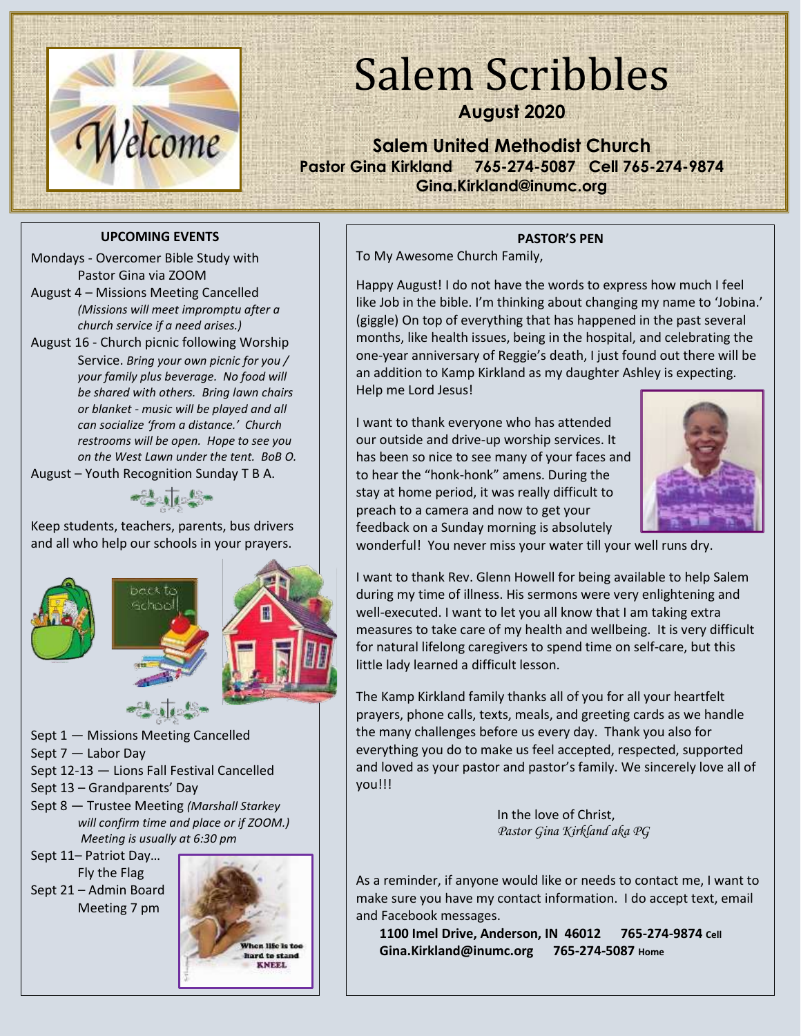# Salem Scribbles

**August 2020**

**Salem United Methodist Church**
**Pastor Gina Kirkland 765-274-5087 Cell 765-274-9874**
**Gina.Kirkland@inumc.org**

## UPCOMING EVENTS

Mondays - Overcomer Bible Study with Pastor Gina via ZOOM

August 4 – Missions Meeting Cancelled *(Missions will meet impromptu after a church service if a need arises.)*

August 16 - Church picnic following Worship Service. *Bring your own picnic for you / your family plus beverage. No food will be shared with others. Bring lawn chairs or blanket - music will be played and all can socialize 'from a distance.' Church restrooms will be open. Hope to see you on the West Lawn under the tent. BoB O.*

August – Youth Recognition Sunday T B A.

Keep students, teachers, parents, bus drivers and all who help our schools in your prayers.

Sept 1 — Missions Meeting Cancelled
Sept 7 — Labor Day
Sept 12-13 — Lions Fall Festival Cancelled
Sept 13 – Grandparents' Day
Sept 8 — Trustee Meeting *(Marshall Starkey will confirm time and place or if ZOOM.)* *Meeting is usually at 6:30 pm*
Sept 11– Patriot Day… Fly the Flag
Sept 21 – Admin Board Meeting 7 pm

## PASTOR'S PEN

To My Awesome Church Family,

Happy August! I do not have the words to express how much I feel like Job in the bible. I'm thinking about changing my name to 'Jobina.' (giggle) On top of everything that has happened in the past several months, like health issues, being in the hospital, and celebrating the one-year anniversary of Reggie's death, I just found out there will be an addition to Kamp Kirkland as my daughter Ashley is expecting. Help me Lord Jesus!

I want to thank everyone who has attended our outside and drive-up worship services. It has been so nice to see many of your faces and to hear the "honk-honk" amens. During the stay at home period, it was really difficult to preach to a camera and now to get your feedback on a Sunday morning is absolutely wonderful! You never miss your water till your well runs dry.

I want to thank Rev. Glenn Howell for being available to help Salem during my time of illness. His sermons were very enlightening and well-executed. I want to let you all know that I am taking extra measures to take care of my health and wellbeing. It is very difficult for natural lifelong caregivers to spend time on self-care, but this little lady learned a difficult lesson.

The Kamp Kirkland family thanks all of you for all your heartfelt prayers, phone calls, texts, meals, and greeting cards as we handle the many challenges before us every day. Thank you also for everything you do to make us feel accepted, respected, supported and loved as your pastor and pastor's family. We sincerely love all of you!!!

In the love of Christ,
*Pastor Gina Kirkland aka PG*

As a reminder, if anyone would like or needs to contact me, I want to make sure you have my contact information. I do accept text, email and Facebook messages.

**1100 Imel Drive, Anderson, IN 46012 765-274-9874 Cell**
**Gina.Kirkland@inumc.org 765-274-5087 Home**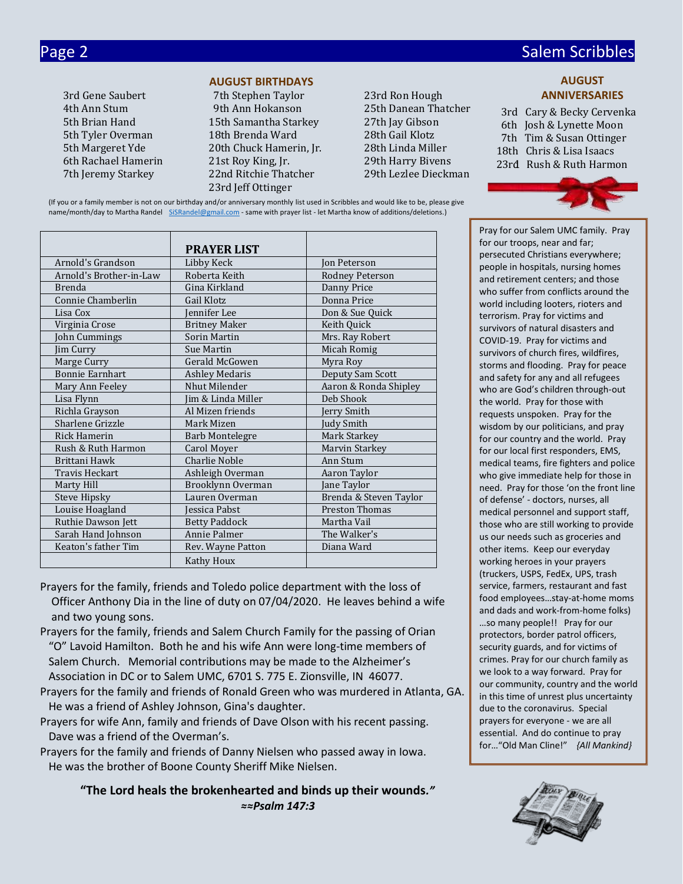## AUGUST BIRTHDAYS

3rd Gene Saubert
4th Ann Stum
5th Brian Hand
5th Tyler Overman
5th Margeret Yde
6th Rachael Hamerin
7th Jeremy Starkey
7th Stephen Taylor
9th Ann Hokanson
15th Samantha Starkey
18th Brenda Ward
20th Chuck Hamerin, Jr.
21st Roy King, Jr.
22nd Ritchie Thatcher
23rd Jeff Ottinger
23rd Ron Hough
25th Danean Thatcher
27th Jay Gibson
28th Gail Klotz
28th Linda Miller
29th Harry Bivens
29th Lezlee Dieckman

## AUGUST ANNIVERSARIES

3rd Cary & Becky Cervenka
6th Josh & Lynette Moon
7th Tim & Susan Ottinger
18th Chris & Lisa Isaacs
23rd Rush & Ruth Harmon

(If you or a family member is not on our birthday and/or anniversary monthly list used in Scribbles and would like to be, please give name/month/day to Martha Randel SiSRandel@gmail.com - same with prayer list - let Martha know of additions/deletions.)

| | PRAYER LIST | |
|---|---|---|
| Arnold's Grandson | Libby Keck | Jon Peterson |
| Arnold's Brother-in-Law | Roberta Keith | Rodney Peterson |
| Brenda | Gina Kirkland | Danny Price |
| Connie Chamberlin | Gail Klotz | Donna Price |
| Lisa Cox | Jennifer Lee | Don & Sue Quick |
| Virginia Crose | Britney Maker | Keith Quick |
| John Cummings | Sorin Martin | Mrs. Ray Robert |
| Jim Curry | Sue Martin | Micah Romig |
| Marge Curry | Gerald McGowen | Myra Roy |
| Bonnie Earnhart | Ashley Medaris | Deputy Sam Scott |
| Mary Ann Feeley | Nhut Milender | Aaron & Ronda Shipley |
| Lisa Flynn | Jim & Linda Miller | Deb Shook |
| Richla Grayson | Al Mizen friends | Jerry Smith |
| Sharlene Grizzle | Mark Mizen | Judy Smith |
| Rick Hamerin | Barb Montelegre | Mark Starkey |
| Rush & Ruth Harmon | Carol Moyer | Marvin Starkey |
| Brittani Hawk | Charlie Noble | Ann Stum |
| Travis Heckart | Ashleigh Overman | Aaron Taylor |
| Marty Hill | Brooklynn Overman | Jane Taylor |
| Steve Hipsky | Lauren Overman | Brenda & Steven Taylor |
| Louise Hoagland | Jessica Pabst | Preston Thomas |
| Ruthie Dawson Jett | Betty Paddock | Martha Vail |
| Sarah Hand Johnson | Annie Palmer | The Walker's |
| Keaton's father Tim | Rev. Wayne Patton | Diana Ward |
| | Kathy Houx | |

Prayers for the family, friends and Toledo police department with the loss of Officer Anthony Dia in the line of duty on 07/04/2020. He leaves behind a wife and two young sons.

Prayers for the family, friends and Salem Church Family for the passing of Orian "O" Lavoid Hamilton. Both he and his wife Ann were long-time members of Salem Church. Memorial contributions may be made to the Alzheimer's Association in DC or to Salem UMC, 6701 S. 775 E. Zionsville, IN 46077.

Prayers for the family and friends of Ronald Green who was murdered in Atlanta, GA. He was a friend of Ashley Johnson, Gina's daughter.

Prayers for wife Ann, family and friends of Dave Olson with his recent passing. Dave was a friend of the Overman's.

Prayers for the family and friends of Danny Nielsen who passed away in Iowa. He was the brother of Boone County Sheriff Mike Nielsen.

**"The Lord heals the brokenhearted and binds up their wounds."**
***≈≈Psalm 147:3***

Pray for our Salem UMC family. Pray for our troops, near and far; persecuted Christians everywhere; people in hospitals, nursing homes and retirement centers; and those who suffer from conflicts around the world including looters, rioters and terrorism. Pray for victims and survivors of natural disasters and COVID-19. Pray for victims and survivors of church fires, wildfires, storms and flooding. Pray for peace and safety for any and all refugees who are God's children through-out the world. Pray for those with requests unspoken. Pray for the wisdom by our politicians, and pray for our country and the world. Pray for our local first responders, EMS, medical teams, fire fighters and police who give immediate help for those in need. Pray for those 'on the front line of defense' - doctors, nurses, all medical personnel and support staff, those who are still working to provide us our needs such as groceries and other items. Keep our everyday working heroes in your prayers (truckers, USPS, FedEx, UPS, trash service, farmers, restaurant and fast food employees…stay-at-home moms and dads and work-from-home folks) …so many people!! Pray for our protectors, border patrol officers, security guards, and for victims of crimes. Pray for our church family as we look to a way forward. Pray for our community, country and the world in this time of unrest plus uncertainty due to the coronavirus. Special prayers for everyone - we are all essential. And do continue to pray for…"Old Man Cline!" *{All Mankind}*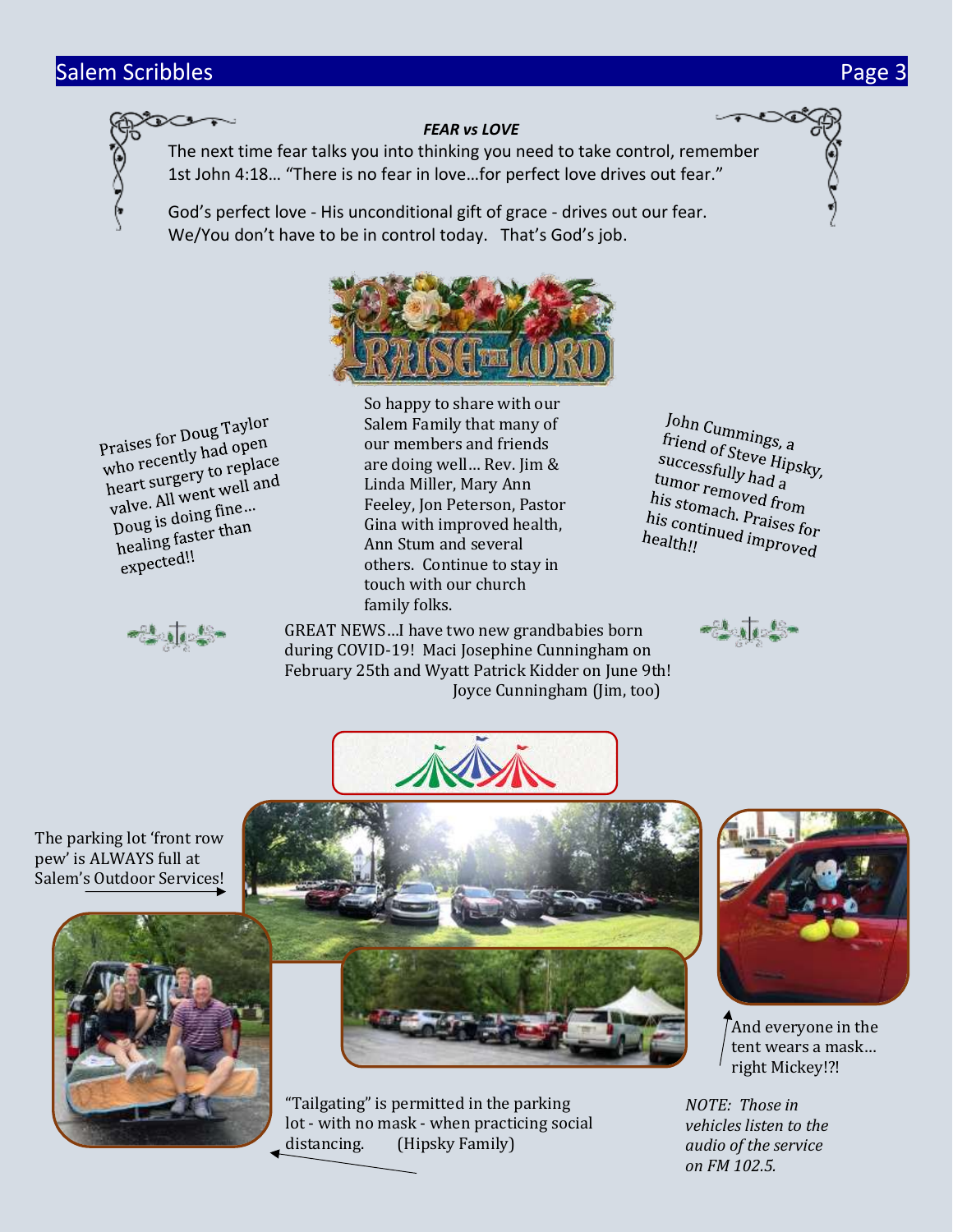### *FEAR vs LOVE*

The next time fear talks you into thinking you need to take control, remember 1st John 4:18… "There is no fear in love…for perfect love drives out fear."

God's perfect love - His unconditional gift of grace - drives out our fear. We/You don't have to be in control today. That's God's job.

Praises for Doug Taylor who recently had open heart surgery to replace valve. All went well and Doug is doing fine… healing faster than expected!!

So happy to share with our Salem Family that many of our members and friends are doing well… Rev. Jim & Linda Miller, Mary Ann Feeley, Jon Peterson, Pastor Gina with improved health, Ann Stum and several others. Continue to stay in touch with our church family folks.

John Cummings, a friend of Steve Hipsky, successfully had a tumor removed from his stomach. Praises for his continued improved health!!

GREAT NEWS…I have two new grandbabies born during COVID-19! Maci Josephine Cunningham on February 25th and Wyatt Patrick Kidder on June 9th!
Joyce Cunningham (Jim, too)

The parking lot 'front row pew' is ALWAYS full at Salem's Outdoor Services!

And everyone in the tent wears a mask… right Mickey!?!

"Tailgating" is permitted in the parking lot - with no mask - when practicing social distancing. (Hipsky Family)

*NOTE: Those in vehicles listen to the audio of the service on FM 102.5.*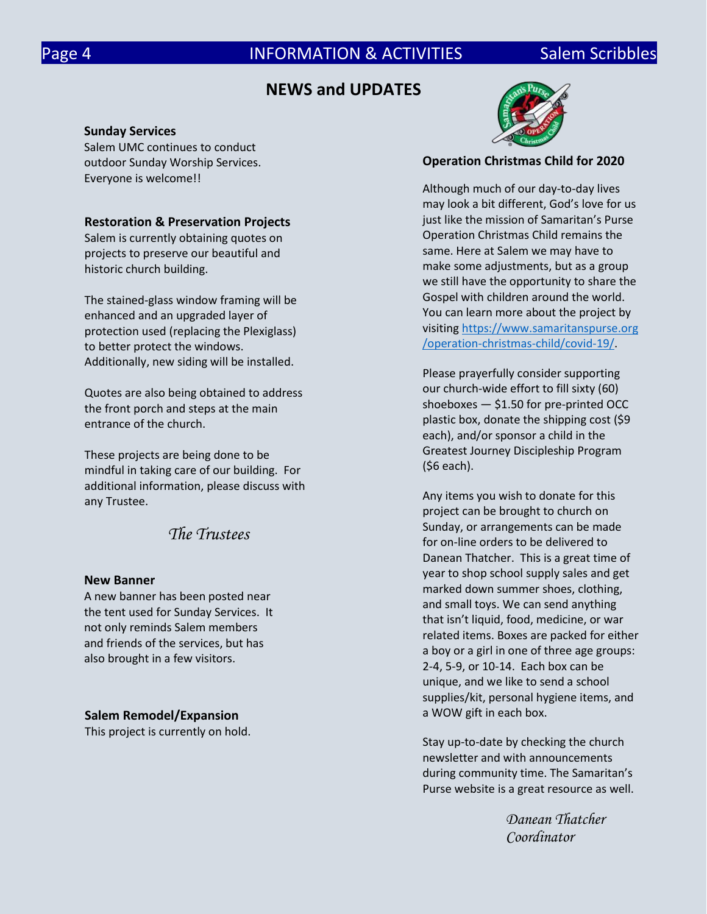## NEWS and UPDATES

**Sunday Services**

Salem UMC continues to conduct outdoor Sunday Worship Services. Everyone is welcome!!

**Restoration & Preservation Projects**

Salem is currently obtaining quotes on projects to preserve our beautiful and historic church building.

The stained-glass window framing will be enhanced and an upgraded layer of protection used (replacing the Plexiglass) to better protect the windows. Additionally, new siding will be installed.

Quotes are also being obtained to address the front porch and steps at the main entrance of the church.

These projects are being done to be mindful in taking care of our building. For additional information, please discuss with any Trustee.

*The Trustees*

**New Banner**

A new banner has been posted near the tent used for Sunday Services. It not only reminds Salem members and friends of the services, but has also brought in a few visitors.

**Salem Remodel/Expansion**

This project is currently on hold.

**Operation Christmas Child for 2020**

Although much of our day-to-day lives may look a bit different, God's love for us just like the mission of Samaritan's Purse Operation Christmas Child remains the same. Here at Salem we may have to make some adjustments, but as a group we still have the opportunity to share the Gospel with children around the world. You can learn more about the project by visiting https://www.samaritanspurse.org/operation-christmas-child/covid-19/.

Please prayerfully consider supporting our church-wide effort to fill sixty (60) shoeboxes — $1.50 for pre-printed OCC plastic box, donate the shipping cost ($9 each), and/or sponsor a child in the Greatest Journey Discipleship Program ($6 each).

Any items you wish to donate for this project can be brought to church on Sunday, or arrangements can be made for on-line orders to be delivered to Danean Thatcher. This is a great time of year to shop school supply sales and get marked down summer shoes, clothing, and small toys. We can send anything that isn't liquid, food, medicine, or war related items. Boxes are packed for either a boy or a girl in one of three age groups: 2-4, 5-9, or 10-14. Each box can be unique, and we like to send a school supplies/kit, personal hygiene items, and a WOW gift in each box.

Stay up-to-date by checking the church newsletter and with announcements during community time. The Samaritan's Purse website is a great resource as well.

*Danean Thatcher*
*Coordinator*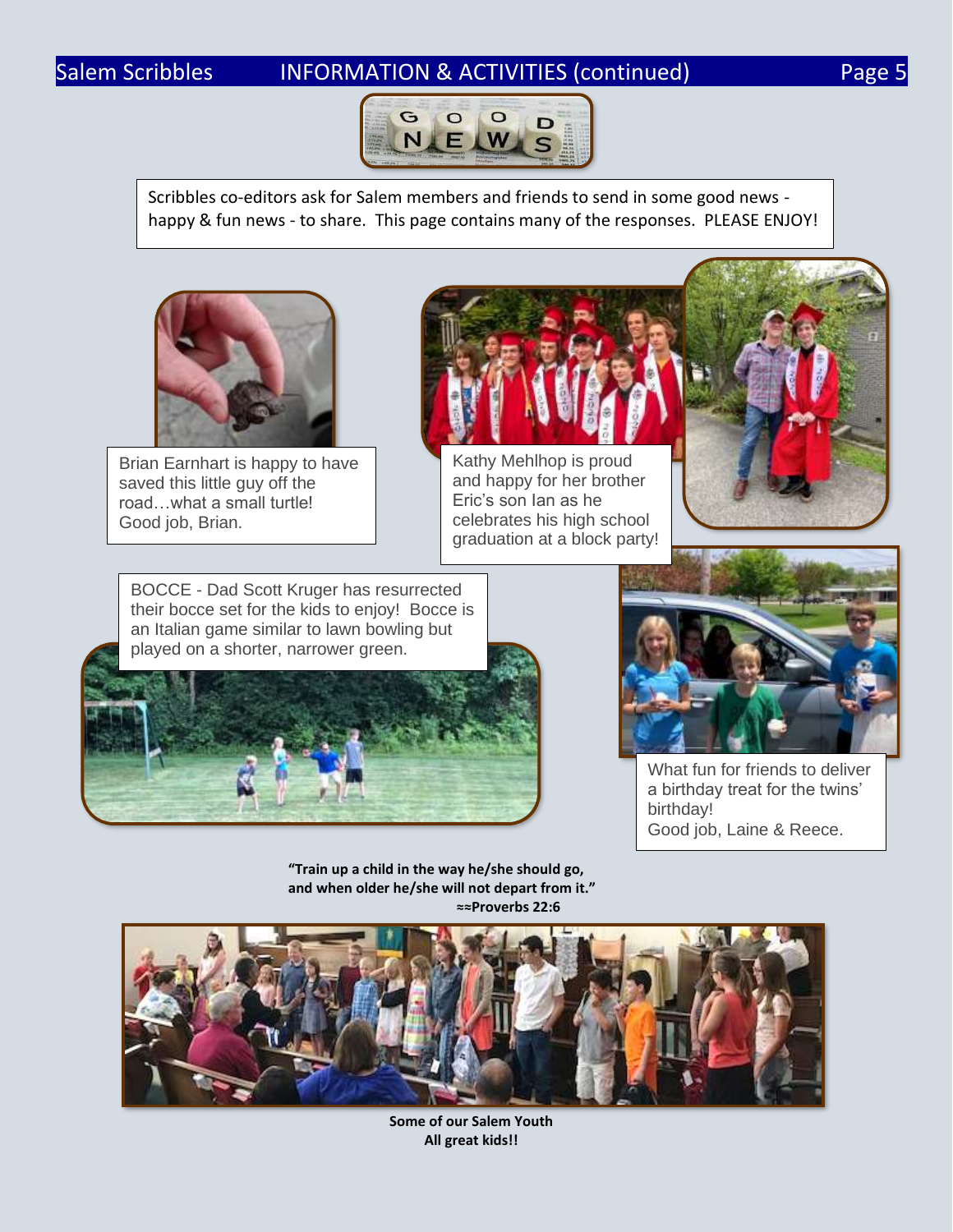Scribbles co-editors ask for Salem members and friends to send in some good news - happy & fun news - to share. This page contains many of the responses. PLEASE ENJOY!

Brian Earnhart is happy to have saved this little guy off the road…what a small turtle! Good job, Brian.

Kathy Mehlhop is proud and happy for her brother Eric's son Ian as he celebrates his high school graduation at a block party!

BOCCE - Dad Scott Kruger has resurrected their bocce set for the kids to enjoy! Bocce is an Italian game similar to lawn bowling but played on a shorter, narrower green.

What fun for friends to deliver a birthday treat for the twins' birthday!
Good job, Laine & Reece.

**"Train up a child in the way he/she should go, and when older he/she will not depart from it."**
**≈≈Proverbs 22:6**

**Some of our Salem Youth**
**All great kids!!**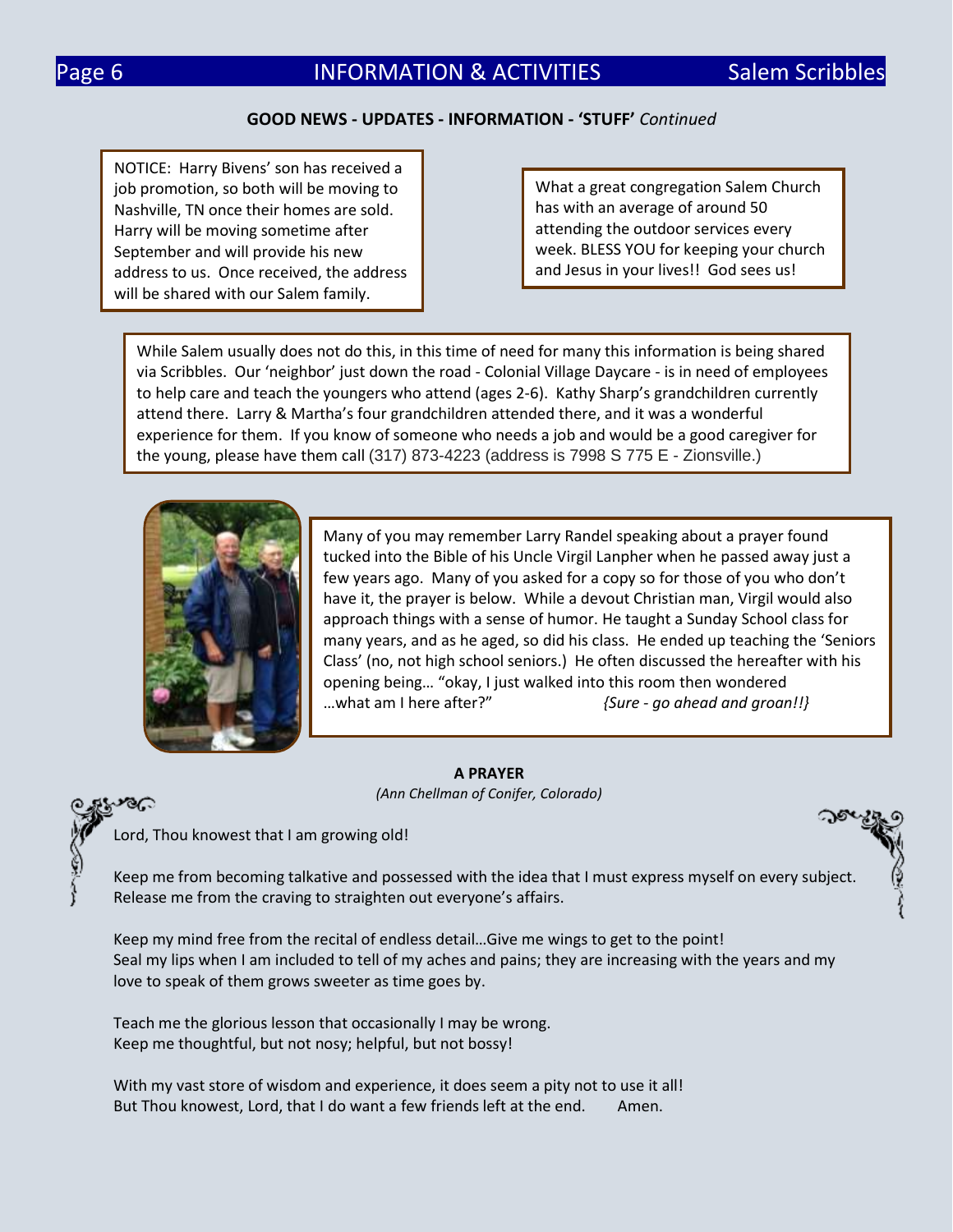**GOOD NEWS - UPDATES - INFORMATION - 'STUFF'** *Continued*

NOTICE: Harry Bivens' son has received a job promotion, so both will be moving to Nashville, TN once their homes are sold. Harry will be moving sometime after September and will provide his new address to us. Once received, the address will be shared with our Salem family.

What a great congregation Salem Church has with an average of around 50 attending the outdoor services every week. BLESS YOU for keeping your church and Jesus in your lives!! God sees us!

While Salem usually does not do this, in this time of need for many this information is being shared via Scribbles. Our 'neighbor' just down the road - Colonial Village Daycare - is in need of employees to help care and teach the youngers who attend (ages 2-6). Kathy Sharp's grandchildren currently attend there. Larry & Martha's four grandchildren attended there, and it was a wonderful experience for them. If you know of someone who needs a job and would be a good caregiver for the young, please have them call (317) 873-4223 (address is 7998 S 775 E - Zionsville.)

Many of you may remember Larry Randel speaking about a prayer found tucked into the Bible of his Uncle Virgil Lanpher when he passed away just a few years ago. Many of you asked for a copy so for those of you who don't have it, the prayer is below. While a devout Christian man, Virgil would also approach things with a sense of humor. He taught a Sunday School class for many years, and as he aged, so did his class. He ended up teaching the 'Seniors Class' (no, not high school seniors.) He often discussed the hereafter with his opening being… "okay, I just walked into this room then wondered …what am I here after?" *{Sure - go ahead and groan!!}*

**A PRAYER**

*(Ann Chellman of Conifer, Colorado)*

Lord, Thou knowest that I am growing old!

Keep me from becoming talkative and possessed with the idea that I must express myself on every subject. Release me from the craving to straighten out everyone's affairs.

Keep my mind free from the recital of endless detail…Give me wings to get to the point!
Seal my lips when I am included to tell of my aches and pains; they are increasing with the years and my love to speak of them grows sweeter as time goes by.

Teach me the glorious lesson that occasionally I may be wrong.
Keep me thoughtful, but not nosy; helpful, but not bossy!

With my vast store of wisdom and experience, it does seem a pity not to use it all!
But Thou knowest, Lord, that I do want a few friends left at the end. Amen.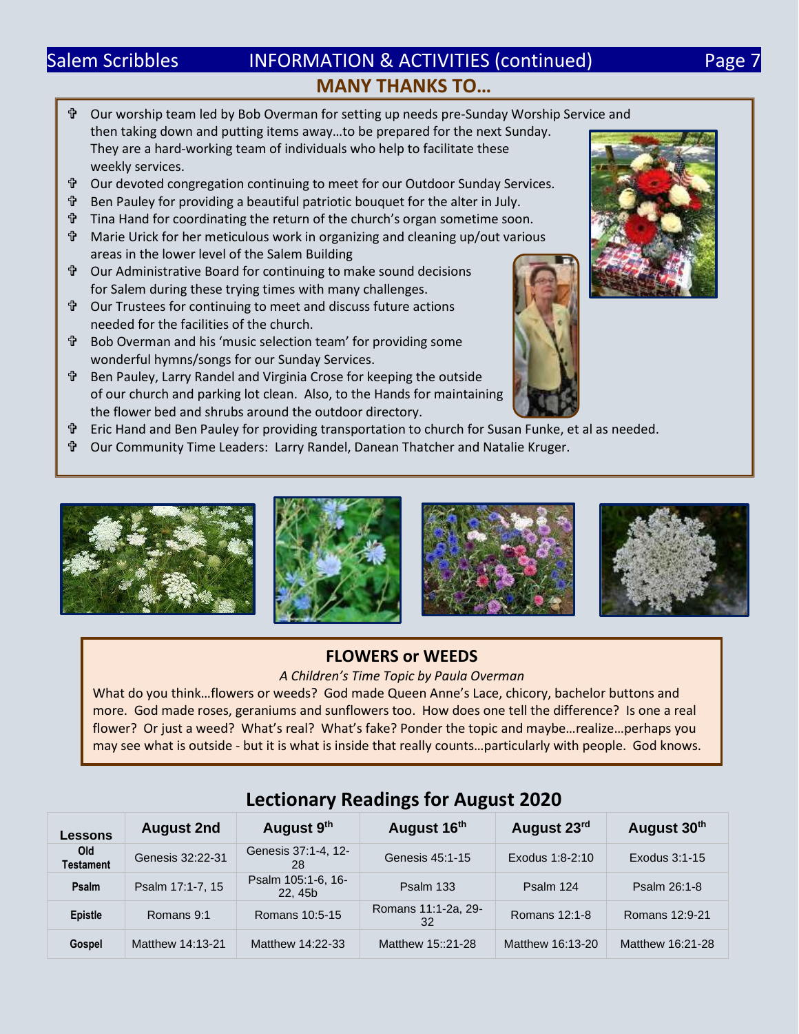## INFORMATION & ACTIVITIES (continued)

## MANY THANKS TO…

- Our worship team led by Bob Overman for setting up needs pre-Sunday Worship Service and then taking down and putting items away…to be prepared for the next Sunday. They are a hard-working team of individuals who help to facilitate these weekly services.
- Our devoted congregation continuing to meet for our Outdoor Sunday Services.
- Ben Pauley for providing a beautiful patriotic bouquet for the alter in July.
- Tina Hand for coordinating the return of the church's organ sometime soon.
- Marie Urick for her meticulous work in organizing and cleaning up/out various areas in the lower level of the Salem Building
- Our Administrative Board for continuing to make sound decisions for Salem during these trying times with many challenges.
- Our Trustees for continuing to meet and discuss future actions needed for the facilities of the church.
- Bob Overman and his 'music selection team' for providing some wonderful hymns/songs for our Sunday Services.
- Ben Pauley, Larry Randel and Virginia Crose for keeping the outside of our church and parking lot clean. Also, to the Hands for maintaining the flower bed and shrubs around the outdoor directory.
- Eric Hand and Ben Pauley for providing transportation to church for Susan Funke, et al as needed.
- Our Community Time Leaders: Larry Randel, Danean Thatcher and Natalie Kruger.

### FLOWERS or WEEDS

*A Children's Time Topic by Paula Overman*

What do you think…flowers or weeds? God made Queen Anne's Lace, chicory, bachelor buttons and more. God made roses, geraniums and sunflowers too. How does one tell the difference? Is one a real flower? Or just a weed? What's real? What's fake? Ponder the topic and maybe…realize…perhaps you may see what is outside - but it is what is inside that really counts…particularly with people. God knows.

## Lectionary Readings for August 2020

| Lessons | August 2nd | August 9th | August 16th | August 23rd | August 30th |
|---|---|---|---|---|---|
| Old Testament | Genesis 32:22-31 | Genesis 37:1-4, 12-28 | Genesis 45:1-15 | Exodus 1:8-2:10 | Exodus 3:1-15 |
| Psalm | Psalm 17:1-7, 15 | Psalm 105:1-6, 16-22, 45b | Psalm 133 | Psalm 124 | Psalm 26:1-8 |
| Epistle | Romans 9:1 | Romans 10:5-15 | Romans 11:1-2a, 29-32 | Romans 12:1-8 | Romans 12:9-21 |
| Gospel | Matthew 14:13-21 | Matthew 14:22-33 | Matthew 15::21-28 | Matthew 16:13-20 | Matthew 16:21-28 |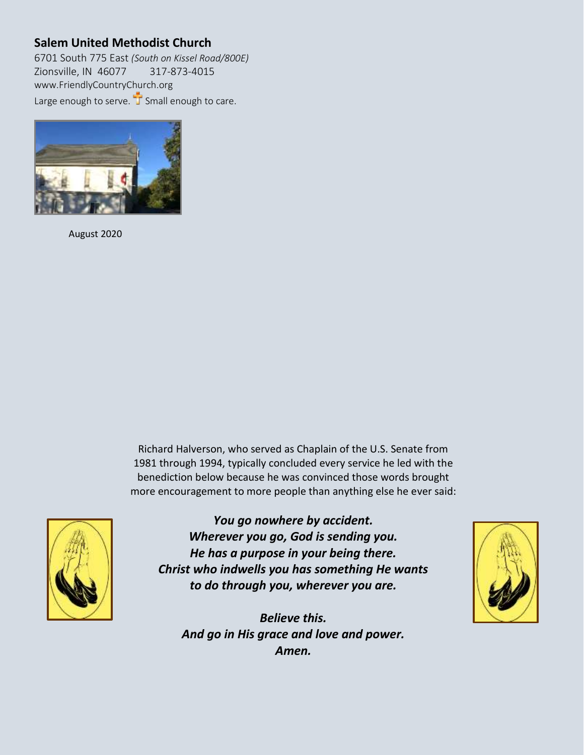**Salem United Methodist Church**

6701 South 775 East *(South on Kissel Road/800E)*
Zionsville, IN 46077 317-873-4015
www.FriendlyCountryChurch.org
Large enough to serve. Small enough to care.

August 2020

Richard Halverson, who served as Chaplain of the U.S. Senate from 1981 through 1994, typically concluded every service he led with the benediction below because he was convinced those words brought more encouragement to more people than anything else he ever said:

***You go nowhere by accident.***
***Wherever you go, God is sending you.***
***He has a purpose in your being there.***
***Christ who indwells you has something He wants to do through you, wherever you are.***

***Believe this.***
***And go in His grace and love and power.***
***Amen.***